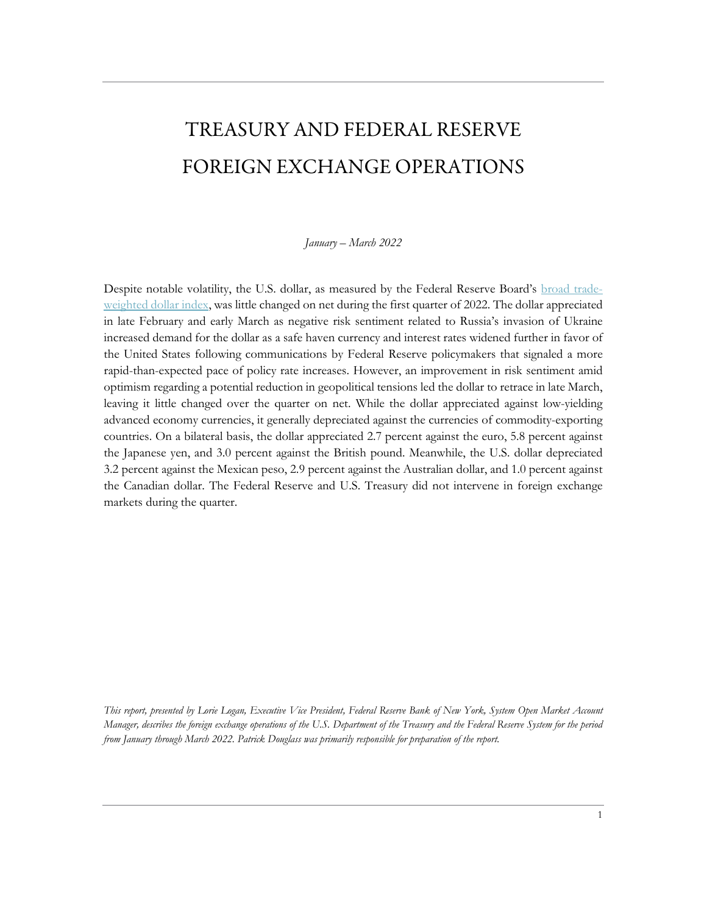# TREASURY AND FEDERAL RESERVE FOREIGN EXCHANGE OPERATIONS

*January – March 2022*

Despite notable volatility, the U.S. dollar, as measured by the Federal Reserve Board's broad trade-weighted dollar index, was little changed on net during the first quarter of 2022. The dollar appreciated in late February and early March as negative risk sentiment related to Russia's invasion of Ukraine increased demand for the dollar as a safe haven currency and interest rates widened further in favor of the United States following communications by Federal Reserve policymakers that signaled a more rapid-than-expected pace of policy rate increases. However, an improvement in risk sentiment amid optimism regarding a potential reduction in geopolitical tensions led the dollar to retrace in late March, leaving it little changed over the quarter on net. While the dollar appreciated against low-yielding advanced economy currencies, it generally depreciated against the currencies of commodity-exporting countries. On a bilateral basis, the dollar appreciated 2.7 percent against the euro, 5.8 percent against the Japanese yen, and 3.0 percent against the British pound. Meanwhile, the U.S. dollar depreciated 3.2 percent against the Mexican peso, 2.9 percent against the Australian dollar, and 1.0 percent against the Canadian dollar. The Federal Reserve and U.S. Treasury did not intervene in foreign exchange markets during the quarter.

*This report, presented by Lorie Logan, Executive Vice President, Federal Reserve Bank of New York, System Open Market Account Manager, describes the foreign exchange operations of the U.S. Department of the Treasury and the Federal Reserve System for the period from January through March 2022. Patrick Douglass was primarily responsible for preparation of the report.*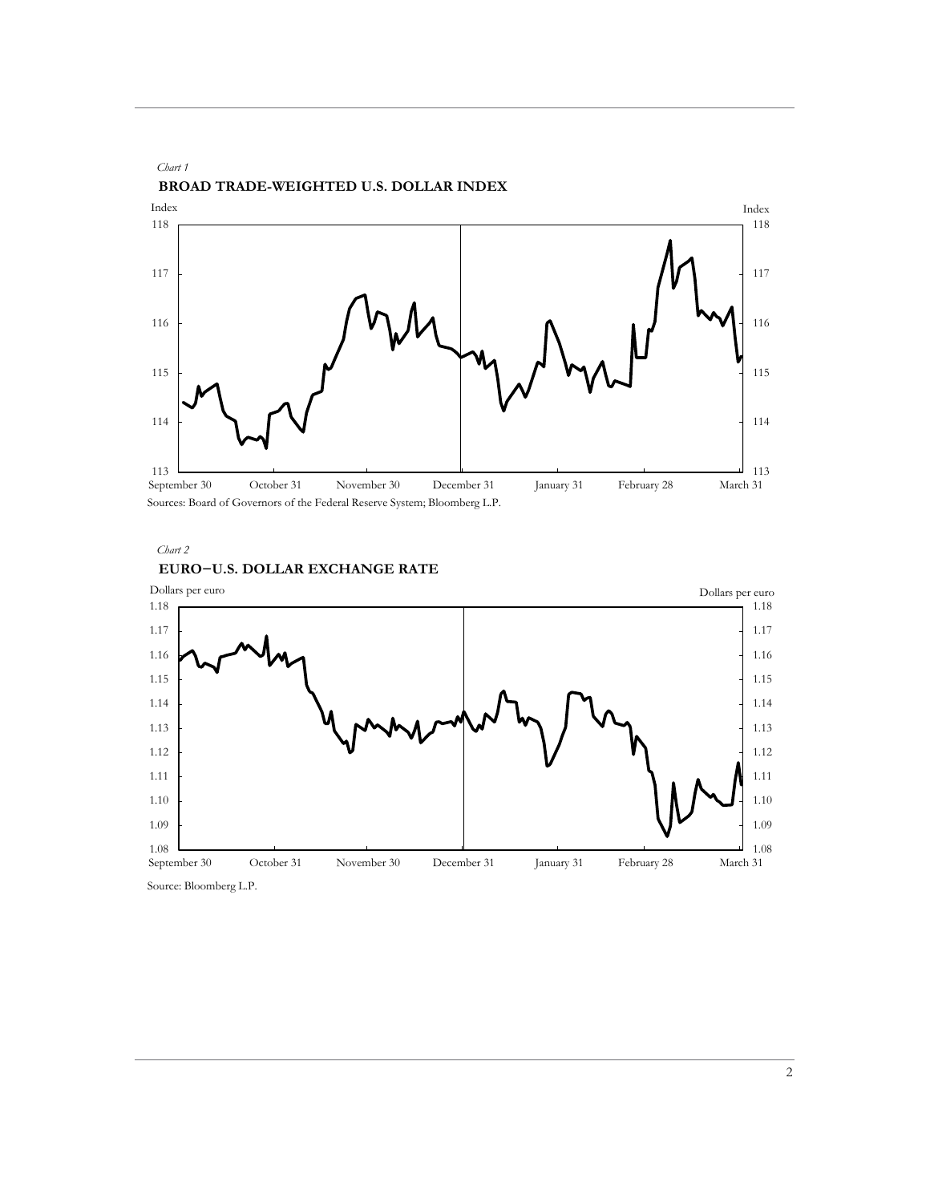*Chart 1*

**BROAD TRADE-WEIGHTED U.S. DOLLAR INDEX**

Sources: Board of Governors of the Federal Reserve System; Bloomberg L.P.

*Chart 2*

**EURO–U.S. DOLLAR EXCHANGE RATE**

Source: Bloomberg L.P.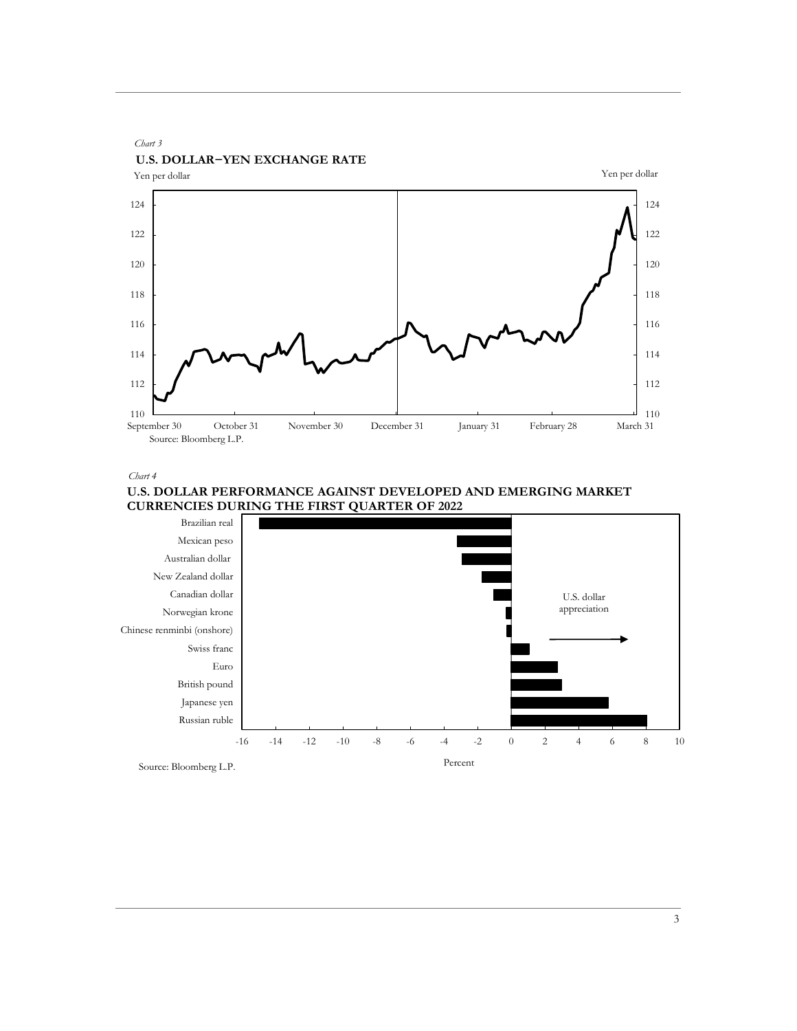*Chart 3*

**U.S. DOLLAR−YEN EXCHANGE RATE**

Yen per dollar

Source: Bloomberg L.P.

*Chart 4*

**U.S. DOLLAR PERFORMANCE AGAINST DEVELOPED AND EMERGING MARKET CURRENCIES DURING THE FIRST QUARTER OF 2022**

Source: Bloomberg L.P.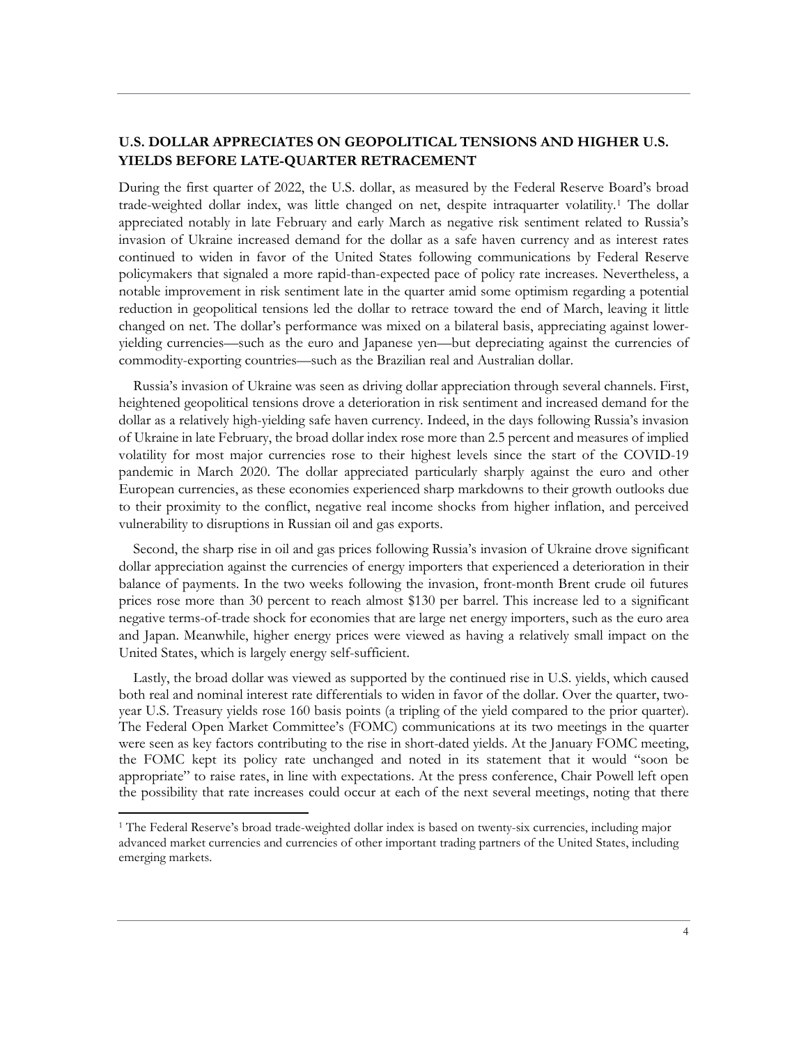## U.S. DOLLAR APPRECIATES ON GEOPOLITICAL TENSIONS AND HIGHER U.S. YIELDS BEFORE LATE-QUARTER RETRACEMENT

During the first quarter of 2022, the U.S. dollar, as measured by the Federal Reserve Board's broad trade-weighted dollar index, was little changed on net, despite intraquarter volatility.[1] The dollar appreciated notably in late February and early March as negative risk sentiment related to Russia's invasion of Ukraine increased demand for the dollar as a safe haven currency and as interest rates continued to widen in favor of the United States following communications by Federal Reserve policymakers that signaled a more rapid-than-expected pace of policy rate increases. Nevertheless, a notable improvement in risk sentiment late in the quarter amid some optimism regarding a potential reduction in geopolitical tensions led the dollar to retrace toward the end of March, leaving it little changed on net. The dollar's performance was mixed on a bilateral basis, appreciating against lower-yielding currencies—such as the euro and Japanese yen—but depreciating against the currencies of commodity-exporting countries—such as the Brazilian real and Australian dollar.

Russia's invasion of Ukraine was seen as driving dollar appreciation through several channels. First, heightened geopolitical tensions drove a deterioration in risk sentiment and increased demand for the dollar as a relatively high-yielding safe haven currency. Indeed, in the days following Russia's invasion of Ukraine in late February, the broad dollar index rose more than 2.5 percent and measures of implied volatility for most major currencies rose to their highest levels since the start of the COVID-19 pandemic in March 2020. The dollar appreciated particularly sharply against the euro and other European currencies, as these economies experienced sharp markdowns to their growth outlooks due to their proximity to the conflict, negative real income shocks from higher inflation, and perceived vulnerability to disruptions in Russian oil and gas exports.

Second, the sharp rise in oil and gas prices following Russia's invasion of Ukraine drove significant dollar appreciation against the currencies of energy importers that experienced a deterioration in their balance of payments. In the two weeks following the invasion, front-month Brent crude oil futures prices rose more than 30 percent to reach almost $130 per barrel. This increase led to a significant negative terms-of-trade shock for economies that are large net energy importers, such as the euro area and Japan. Meanwhile, higher energy prices were viewed as having a relatively small impact on the United States, which is largely energy self-sufficient.

Lastly, the broad dollar was viewed as supported by the continued rise in U.S. yields, which caused both real and nominal interest rate differentials to widen in favor of the dollar. Over the quarter, two-year U.S. Treasury yields rose 160 basis points (a tripling of the yield compared to the prior quarter). The Federal Open Market Committee's (FOMC) communications at its two meetings in the quarter were seen as key factors contributing to the rise in short-dated yields. At the January FOMC meeting, the FOMC kept its policy rate unchanged and noted in its statement that it would "soon be appropriate" to raise rates, in line with expectations. At the press conference, Chair Powell left open the possibility that rate increases could occur at each of the next several meetings, noting that there

---

[1] The Federal Reserve's broad trade-weighted dollar index is based on twenty-six currencies, including major advanced market currencies and currencies of other important trading partners of the United States, including emerging markets.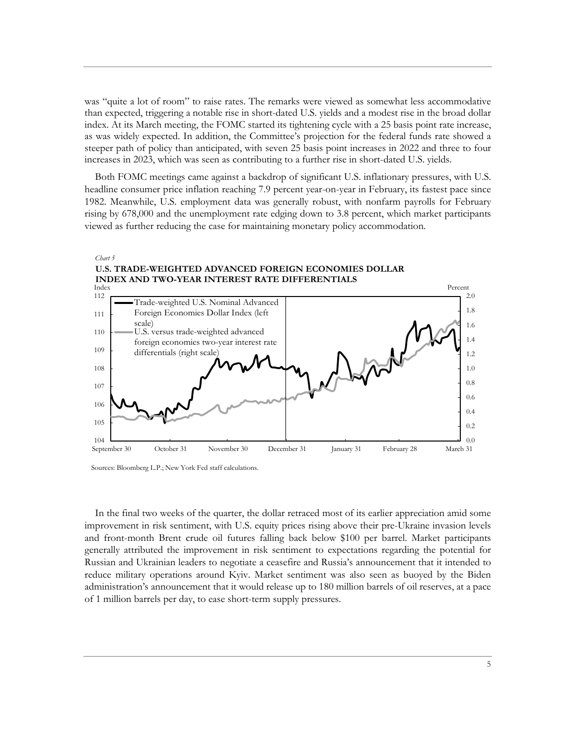was "quite a lot of room" to raise rates. The remarks were viewed as somewhat less accommodative than expected, triggering a notable rise in short-dated U.S. yields and a modest rise in the broad dollar index. At its March meeting, the FOMC started its tightening cycle with a 25 basis point rate increase, as was widely expected. In addition, the Committee's projection for the federal funds rate showed a steeper path of policy than anticipated, with seven 25 basis point increases in 2022 and three to four increases in 2023, which was seen as contributing to a further rise in short-dated U.S. yields.

Both FOMC meetings came against a backdrop of significant U.S. inflationary pressures, with U.S. headline consumer price inflation reaching 7.9 percent year-on-year in February, its fastest pace since 1982. Meanwhile, U.S. employment data was generally robust, with nonfarm payrolls for February rising by 678,000 and the unemployment rate edging down to 3.8 percent, which market participants viewed as further reducing the case for maintaining monetary policy accommodation.

*Chart 5*

**U.S. TRADE-WEIGHTED ADVANCED FOREIGN ECONOMIES DOLLAR INDEX AND TWO-YEAR INTEREST RATE DIFFERENTIALS**

Sources: Bloomberg L.P.; New York Fed staff calculations.

In the final two weeks of the quarter, the dollar retraced most of its earlier appreciation amid some improvement in risk sentiment, with U.S. equity prices rising above their pre-Ukraine invasion levels and front-month Brent crude oil futures falling back below $100 per barrel. Market participants generally attributed the improvement in risk sentiment to expectations regarding the potential for Russian and Ukrainian leaders to negotiate a ceasefire and Russia's announcement that it intended to reduce military operations around Kyiv. Market sentiment was also seen as buoyed by the Biden administration's announcement that it would release up to 180 million barrels of oil reserves, at a pace of 1 million barrels per day, to ease short-term supply pressures.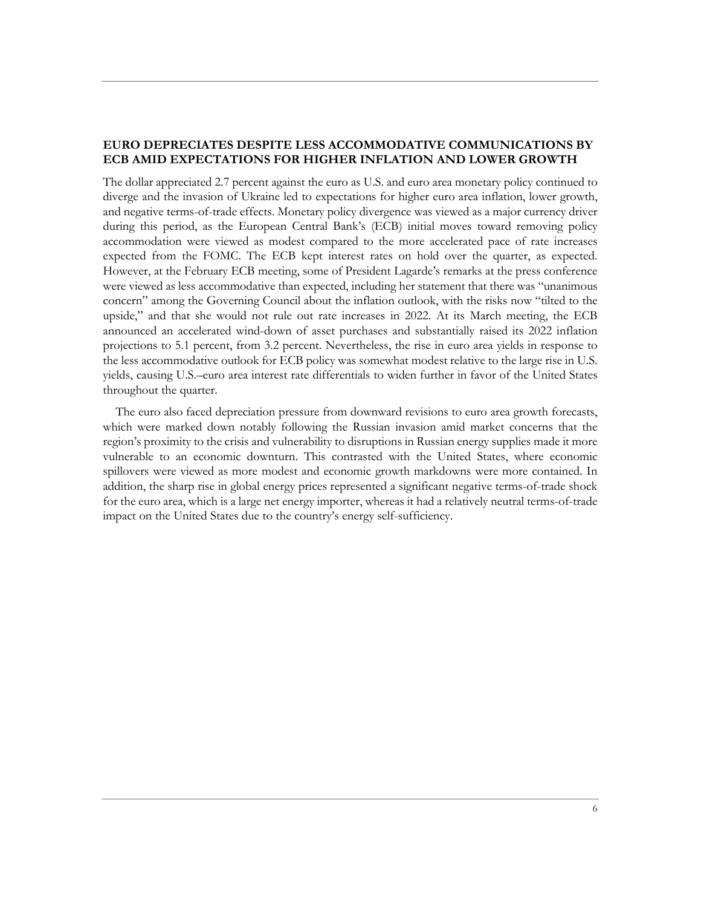**EURO DEPRECIATES DESPITE LESS ACCOMMODATIVE COMMUNICATIONS BY ECB AMID EXPECTATIONS FOR HIGHER INFLATION AND LOWER GROWTH**

The dollar appreciated 2.7 percent against the euro as U.S. and euro area monetary policy continued to diverge and the invasion of Ukraine led to expectations for higher euro area inflation, lower growth, and negative terms-of-trade effects. Monetary policy divergence was viewed as a major currency driver during this period, as the European Central Bank's (ECB) initial moves toward removing policy accommodation were viewed as modest compared to the more accelerated pace of rate increases expected from the FOMC. The ECB kept interest rates on hold over the quarter, as expected. However, at the February ECB meeting, some of President Lagarde's remarks at the press conference were viewed as less accommodative than expected, including her statement that there was "unanimous concern" among the Governing Council about the inflation outlook, with the risks now "tilted to the upside," and that she would not rule out rate increases in 2022. At its March meeting, the ECB announced an accelerated wind-down of asset purchases and substantially raised its 2022 inflation projections to 5.1 percent, from 3.2 percent. Nevertheless, the rise in euro area yields in response to the less accommodative outlook for ECB policy was somewhat modest relative to the large rise in U.S. yields, causing U.S.–euro area interest rate differentials to widen further in favor of the United States throughout the quarter.

The euro also faced depreciation pressure from downward revisions to euro area growth forecasts, which were marked down notably following the Russian invasion amid market concerns that the region's proximity to the crisis and vulnerability to disruptions in Russian energy supplies made it more vulnerable to an economic downturn. This contrasted with the United States, where economic spillovers were viewed as more modest and economic growth markdowns were more contained. In addition, the sharp rise in global energy prices represented a significant negative terms-of-trade shock for the euro area, which is a large net energy importer, whereas it had a relatively neutral terms-of-trade impact on the United States due to the country's energy self-sufficiency.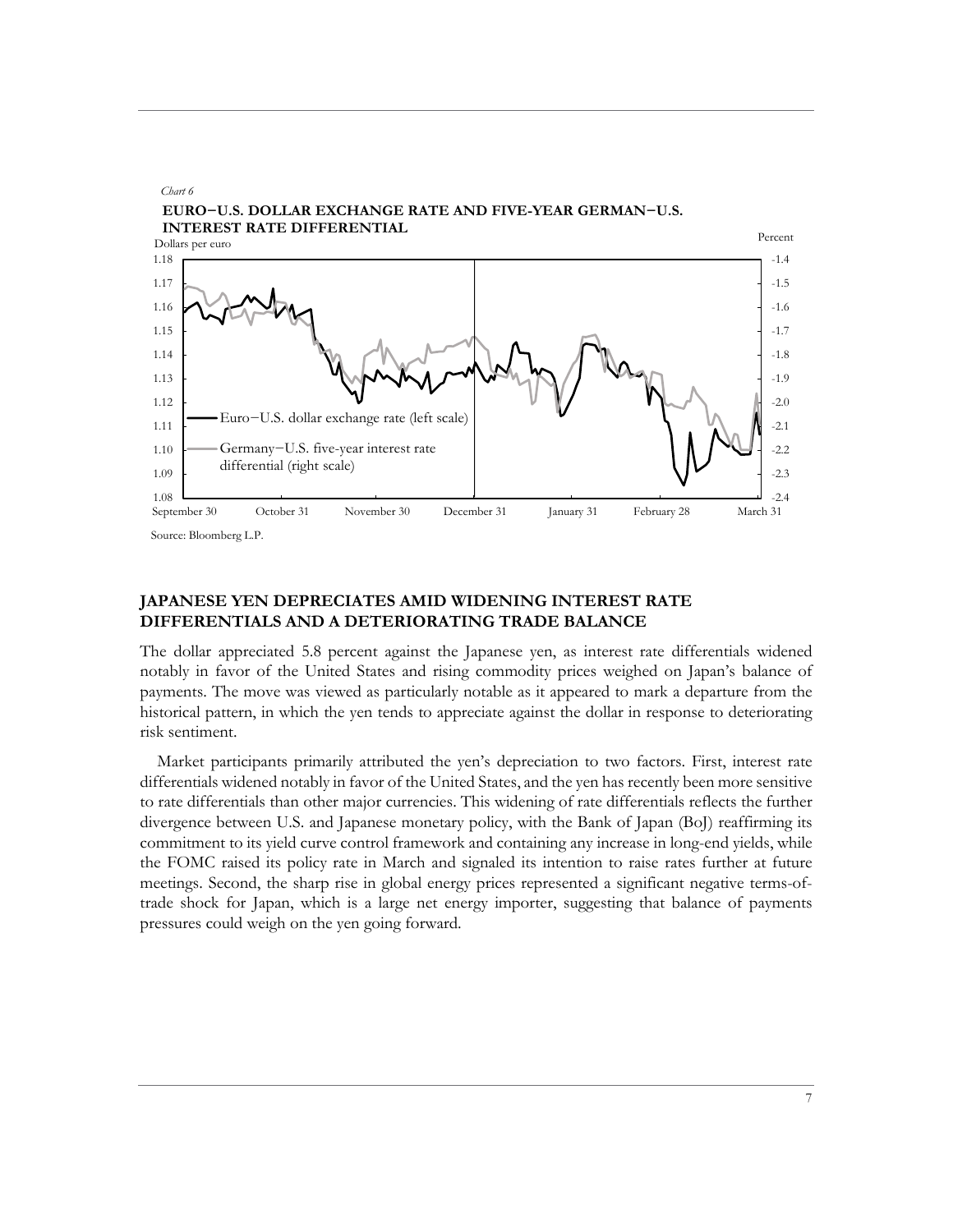*Chart 6*

**EURO−U.S. DOLLAR EXCHANGE RATE AND FIVE-YEAR GERMAN−U.S. INTEREST RATE DIFFERENTIAL**

Source: Bloomberg L.P.

## JAPANESE YEN DEPRECIATES AMID WIDENING INTEREST RATE DIFFERENTIALS AND A DETERIORATING TRADE BALANCE

The dollar appreciated 5.8 percent against the Japanese yen, as interest rate differentials widened notably in favor of the United States and rising commodity prices weighed on Japan's balance of payments. The move was viewed as particularly notable as it appeared to mark a departure from the historical pattern, in which the yen tends to appreciate against the dollar in response to deteriorating risk sentiment.

Market participants primarily attributed the yen's depreciation to two factors. First, interest rate differentials widened notably in favor of the United States, and the yen has recently been more sensitive to rate differentials than other major currencies. This widening of rate differentials reflects the further divergence between U.S. and Japanese monetary policy, with the Bank of Japan (BoJ) reaffirming its commitment to its yield curve control framework and containing any increase in long-end yields, while the FOMC raised its policy rate in March and signaled its intention to raise rates further at future meetings. Second, the sharp rise in global energy prices represented a significant negative terms-of-trade shock for Japan, which is a large net energy importer, suggesting that balance of payments pressures could weigh on the yen going forward.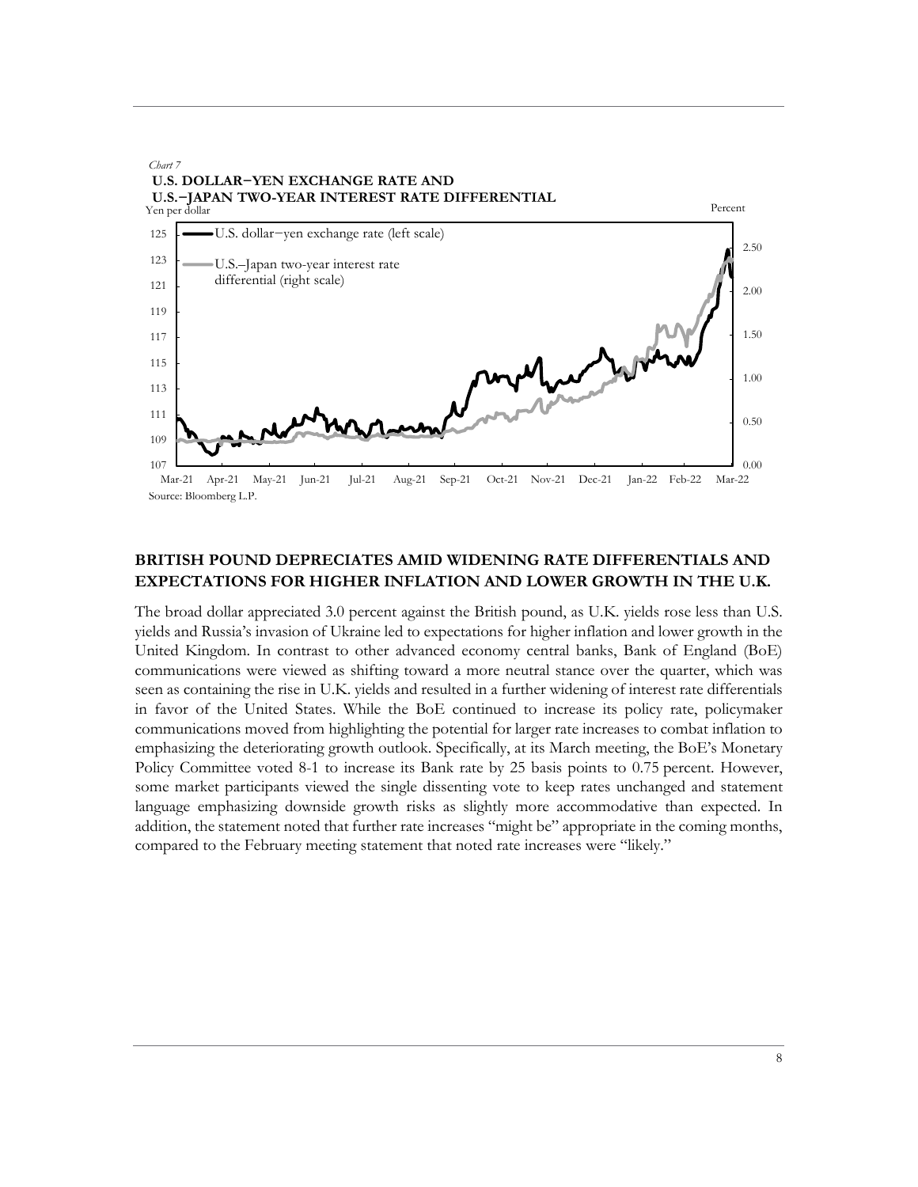*Chart 7*

**U.S. DOLLAR−YEN EXCHANGE RATE AND U.S.−JAPAN TWO-YEAR INTEREST RATE DIFFERENTIAL**

Source: Bloomberg L.P.

## BRITISH POUND DEPRECIATES AMID WIDENING RATE DIFFERENTIALS AND EXPECTATIONS FOR HIGHER INFLATION AND LOWER GROWTH IN THE U.K.

The broad dollar appreciated 3.0 percent against the British pound, as U.K. yields rose less than U.S. yields and Russia's invasion of Ukraine led to expectations for higher inflation and lower growth in the United Kingdom. In contrast to other advanced economy central banks, Bank of England (BoE) communications were viewed as shifting toward a more neutral stance over the quarter, which was seen as containing the rise in U.K. yields and resulted in a further widening of interest rate differentials in favor of the United States. While the BoE continued to increase its policy rate, policymaker communications moved from highlighting the potential for larger rate increases to combat inflation to emphasizing the deteriorating growth outlook. Specifically, at its March meeting, the BoE's Monetary Policy Committee voted 8-1 to increase its Bank rate by 25 basis points to 0.75 percent. However, some market participants viewed the single dissenting vote to keep rates unchanged and statement language emphasizing downside growth risks as slightly more accommodative than expected. In addition, the statement noted that further rate increases "might be" appropriate in the coming months, compared to the February meeting statement that noted rate increases were "likely."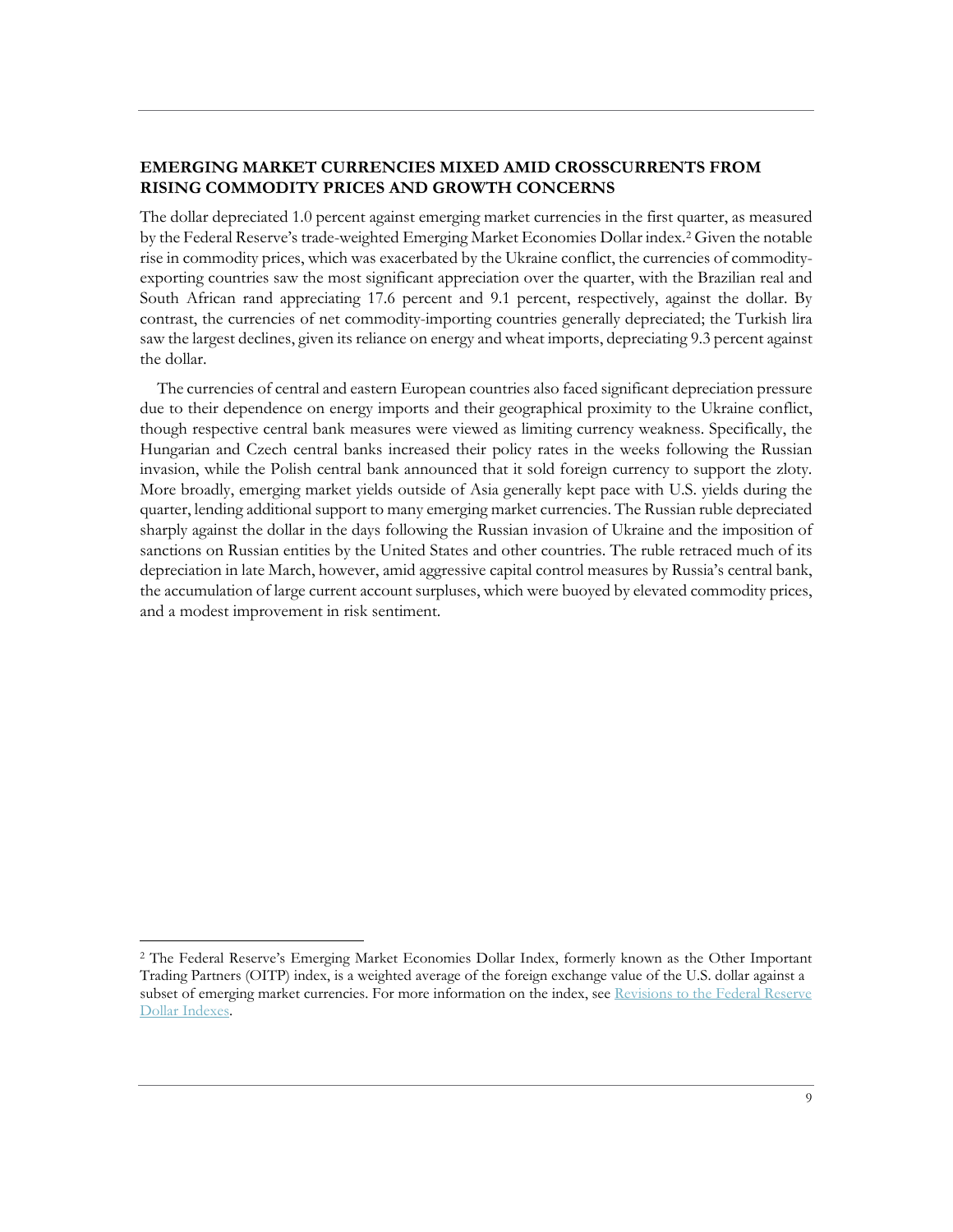## EMERGING MARKET CURRENCIES MIXED AMID CROSSCURRENTS FROM RISING COMMODITY PRICES AND GROWTH CONCERNS

The dollar depreciated 1.0 percent against emerging market currencies in the first quarter, as measured by the Federal Reserve's trade-weighted Emerging Market Economies Dollar index.[2] Given the notable rise in commodity prices, which was exacerbated by the Ukraine conflict, the currencies of commodity-exporting countries saw the most significant appreciation over the quarter, with the Brazilian real and South African rand appreciating 17.6 percent and 9.1 percent, respectively, against the dollar. By contrast, the currencies of net commodity-importing countries generally depreciated; the Turkish lira saw the largest declines, given its reliance on energy and wheat imports, depreciating 9.3 percent against the dollar.

The currencies of central and eastern European countries also faced significant depreciation pressure due to their dependence on energy imports and their geographical proximity to the Ukraine conflict, though respective central bank measures were viewed as limiting currency weakness. Specifically, the Hungarian and Czech central banks increased their policy rates in the weeks following the Russian invasion, while the Polish central bank announced that it sold foreign currency to support the zloty. More broadly, emerging market yields outside of Asia generally kept pace with U.S. yields during the quarter, lending additional support to many emerging market currencies. The Russian ruble depreciated sharply against the dollar in the days following the Russian invasion of Ukraine and the imposition of sanctions on Russian entities by the United States and other countries. The ruble retraced much of its depreciation in late March, however, amid aggressive capital control measures by Russia's central bank, the accumulation of large current account surpluses, which were buoyed by elevated commodity prices, and a modest improvement in risk sentiment.

---

[2] The Federal Reserve's Emerging Market Economies Dollar Index, formerly known as the Other Important Trading Partners (OITP) index, is a weighted average of the foreign exchange value of the U.S. dollar against a subset of emerging market currencies. For more information on the index, see [Revisions to the Federal Reserve Dollar Indexes](#).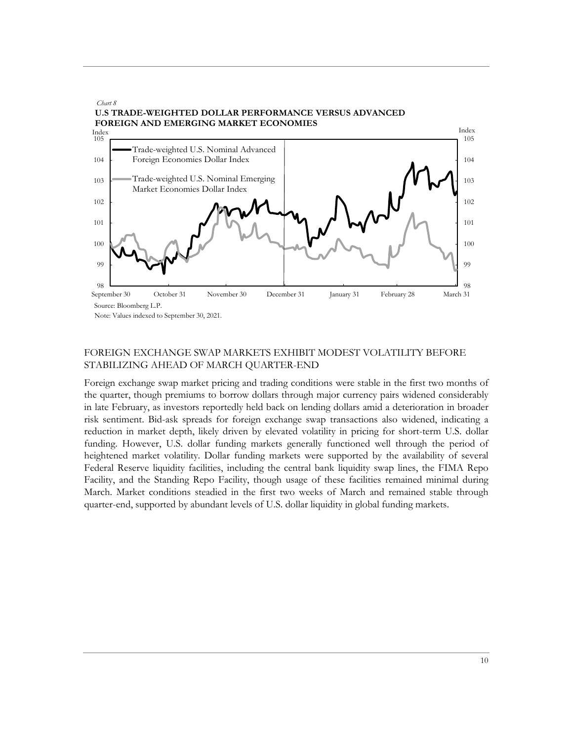*Chart 8*

**U.S TRADE-WEIGHTED DOLLAR PERFORMANCE VERSUS ADVANCED FOREIGN AND EMERGING MARKET ECONOMIES**

Source: Bloomberg L.P.

Note: Values indexed to September 30, 2021.

## FOREIGN EXCHANGE SWAP MARKETS EXHIBIT MODEST VOLATILITY BEFORE STABILIZING AHEAD OF MARCH QUARTER-END

Foreign exchange swap market pricing and trading conditions were stable in the first two months of the quarter, though premiums to borrow dollars through major currency pairs widened considerably in late February, as investors reportedly held back on lending dollars amid a deterioration in broader risk sentiment. Bid-ask spreads for foreign exchange swap transactions also widened, indicating a reduction in market depth, likely driven by elevated volatility in pricing for short-term U.S. dollar funding. However, U.S. dollar funding markets generally functioned well through the period of heightened market volatility. Dollar funding markets were supported by the availability of several Federal Reserve liquidity facilities, including the central bank liquidity swap lines, the FIMA Repo Facility, and the Standing Repo Facility, though usage of these facilities remained minimal during March. Market conditions steadied in the first two weeks of March and remained stable through quarter-end, supported by abundant levels of U.S. dollar liquidity in global funding markets.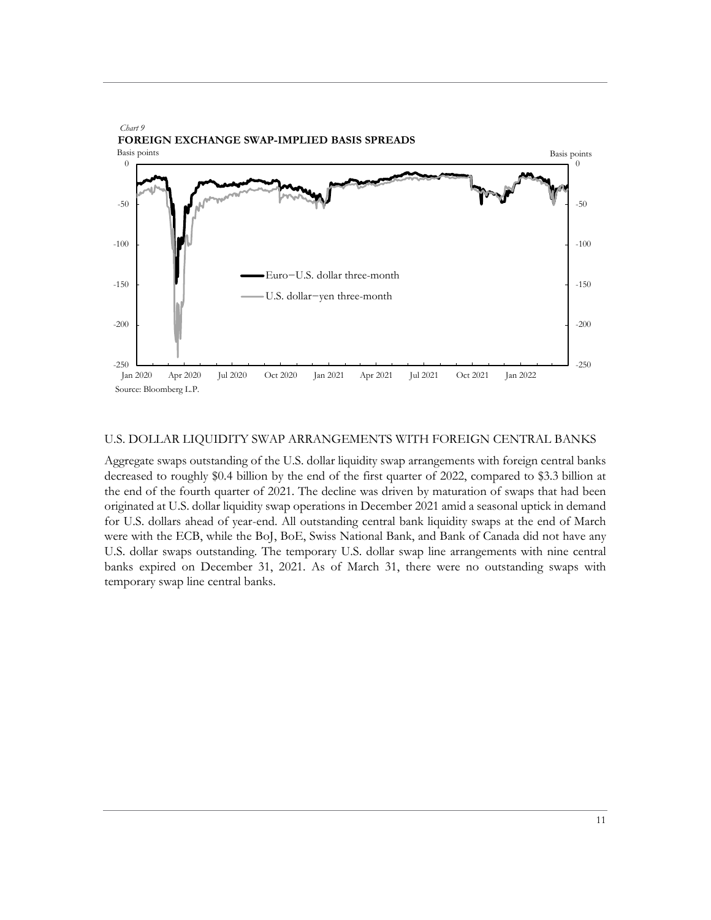*Chart 9*

**FOREIGN EXCHANGE SWAP-IMPLIED BASIS SPREADS**

Source: Bloomberg L.P.

U.S. DOLLAR LIQUIDITY SWAP ARRANGEMENTS WITH FOREIGN CENTRAL BANKS

Aggregate swaps outstanding of the U.S. dollar liquidity swap arrangements with foreign central banks decreased to roughly $0.4 billion by the end of the first quarter of 2022, compared to $3.3 billion at the end of the fourth quarter of 2021. The decline was driven by maturation of swaps that had been originated at U.S. dollar liquidity swap operations in December 2021 amid a seasonal uptick in demand for U.S. dollars ahead of year-end. All outstanding central bank liquidity swaps at the end of March were with the ECB, while the BoJ, BoE, Swiss National Bank, and Bank of Canada did not have any U.S. dollar swaps outstanding. The temporary U.S. dollar swap line arrangements with nine central banks expired on December 31, 2021. As of March 31, there were no outstanding swaps with temporary swap line central banks.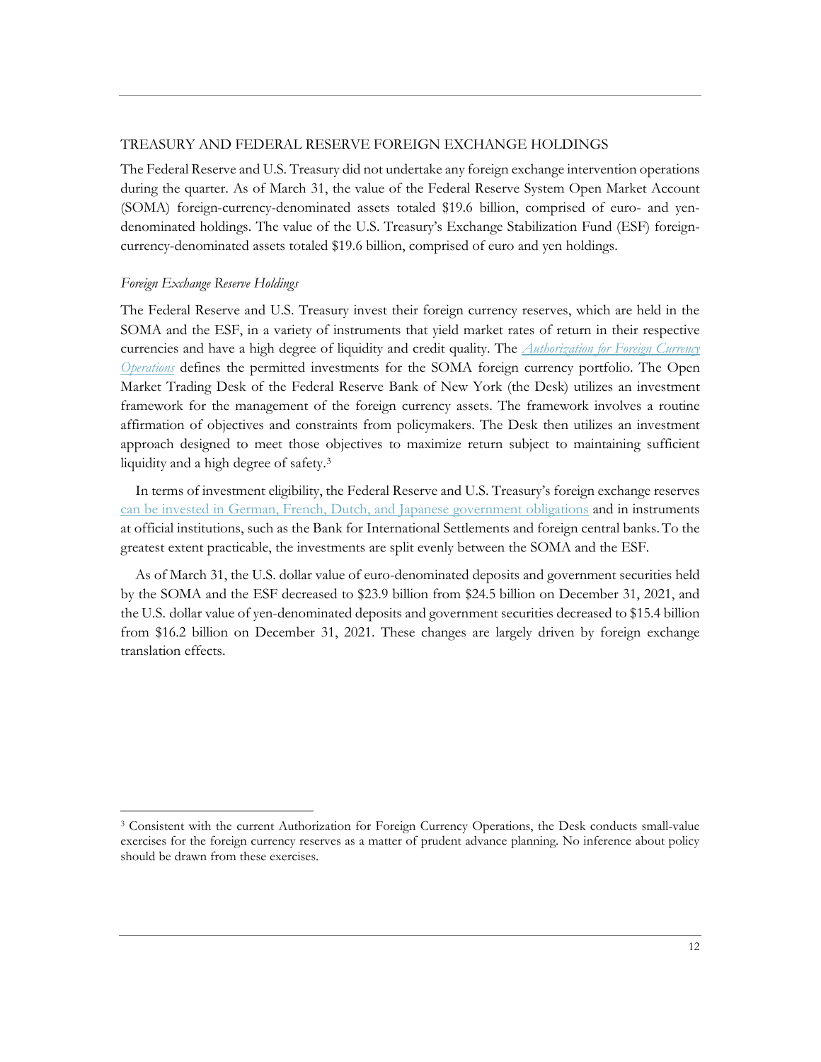## TREASURY AND FEDERAL RESERVE FOREIGN EXCHANGE HOLDINGS

The Federal Reserve and U.S. Treasury did not undertake any foreign exchange intervention operations during the quarter. As of March 31, the value of the Federal Reserve System Open Market Account (SOMA) foreign-currency-denominated assets totaled $19.6 billion, comprised of euro- and yen-denominated holdings. The value of the U.S. Treasury's Exchange Stabilization Fund (ESF) foreign-currency-denominated assets totaled $19.6 billion, comprised of euro and yen holdings.

### *Foreign Exchange Reserve Holdings*

The Federal Reserve and U.S. Treasury invest their foreign currency reserves, which are held in the SOMA and the ESF, in a variety of instruments that yield market rates of return in their respective currencies and have a high degree of liquidity and credit quality. The *Authorization for Foreign Currency Operations* defines the permitted investments for the SOMA foreign currency portfolio. The Open Market Trading Desk of the Federal Reserve Bank of New York (the Desk) utilizes an investment framework for the management of the foreign currency assets. The framework involves a routine affirmation of objectives and constraints from policymakers. The Desk then utilizes an investment approach designed to meet those objectives to maximize return subject to maintaining sufficient liquidity and a high degree of safety.[3]

In terms of investment eligibility, the Federal Reserve and U.S. Treasury's foreign exchange reserves can be invested in German, French, Dutch, and Japanese government obligations and in instruments at official institutions, such as the Bank for International Settlements and foreign central banks. To the greatest extent practicable, the investments are split evenly between the SOMA and the ESF.

As of March 31, the U.S. dollar value of euro-denominated deposits and government securities held by the SOMA and the ESF decreased to $23.9 billion from $24.5 billion on December 31, 2021, and the U.S. dollar value of yen-denominated deposits and government securities decreased to $15.4 billion from $16.2 billion on December 31, 2021. These changes are largely driven by foreign exchange translation effects.

---

[3] Consistent with the current Authorization for Foreign Currency Operations, the Desk conducts small-value exercises for the foreign currency reserves as a matter of prudent advance planning. No inference about policy should be drawn from these exercises.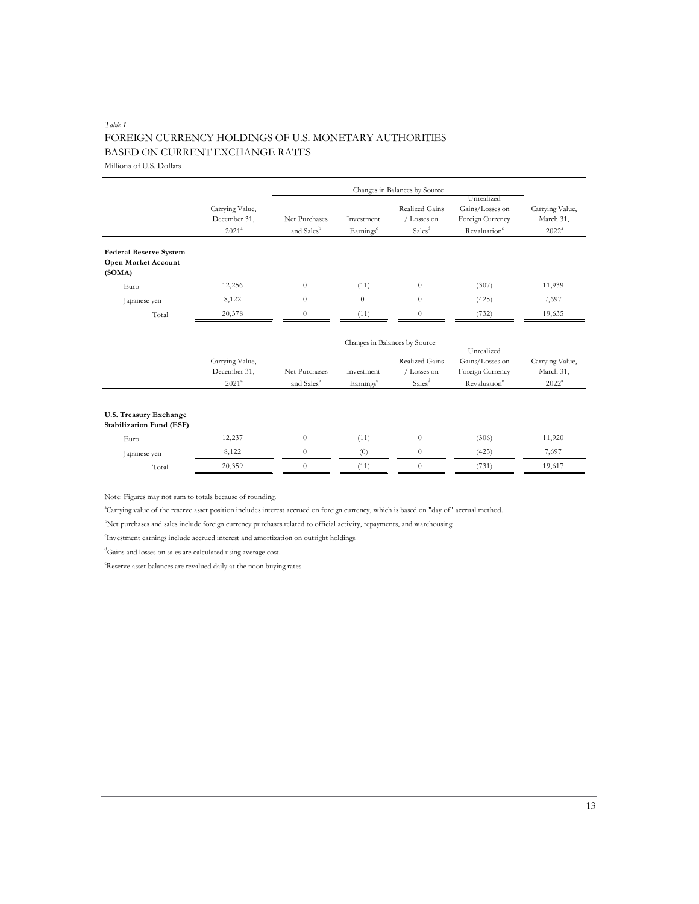*Table 1*

FOREIGN CURRENCY HOLDINGS OF U.S. MONETARY AUTHORITIES
BASED ON CURRENT EXCHANGE RATES

Millions of U.S. Dollars

| | Carrying Value, December 31, 2021[a] | Changes in Balances by Source | | | | Carrying Value, March 31, 2022[a] |
|---|---|---|---|---|---|---|
| | | Net Purchases and Sales[b] | Investment Earnings[c] | Realized Gains / Losses on Sales[d] | Unrealized Gains/Losses on Foreign Currency Revaluation[e] | |
| **Federal Reserve System Open Market Account (SOMA)** | | | | | | |
| Euro | 12,256 | 0 | (11) | 0 | (307) | 11,939 |
| Japanese yen | 8,122 | 0 | 0 | 0 | (425) | 7,697 |
| Total | 20,378 | 0 | (11) | 0 | (732) | 19,635 |

| | Carrying Value, December 31, 2021[a] | Changes in Balances by Source | | | | Carrying Value, March 31, 2022[a] |
|---|---|---|---|---|---|---|
| | | Net Purchases and Sales[b] | Investment Earnings[c] | Realized Gains / Losses on Sales[d] | Unrealized Gains/Losses on Foreign Currency Revaluation[e] | |
| **U.S. Treasury Exchange Stabilization Fund (ESF)** | | | | | | |
| Euro | 12,237 | 0 | (11) | 0 | (306) | 11,920 |
| Japanese yen | 8,122 | 0 | (0) | 0 | (425) | 7,697 |
| Total | 20,359 | 0 | (11) | 0 | (731) | 19,617 |

Note: Figures may not sum to totals because of rounding.

[a]Carrying value of the reserve asset position includes interest accrued on foreign currency, which is based on "day of" accrual method.

[b]Net purchases and sales include foreign currency purchases related to official activity, repayments, and warehousing.

[c]Investment earnings include accrued interest and amortization on outright holdings.

[d]Gains and losses on sales are calculated using average cost.

[e]Reserve asset balances are revalued daily at the noon buying rates.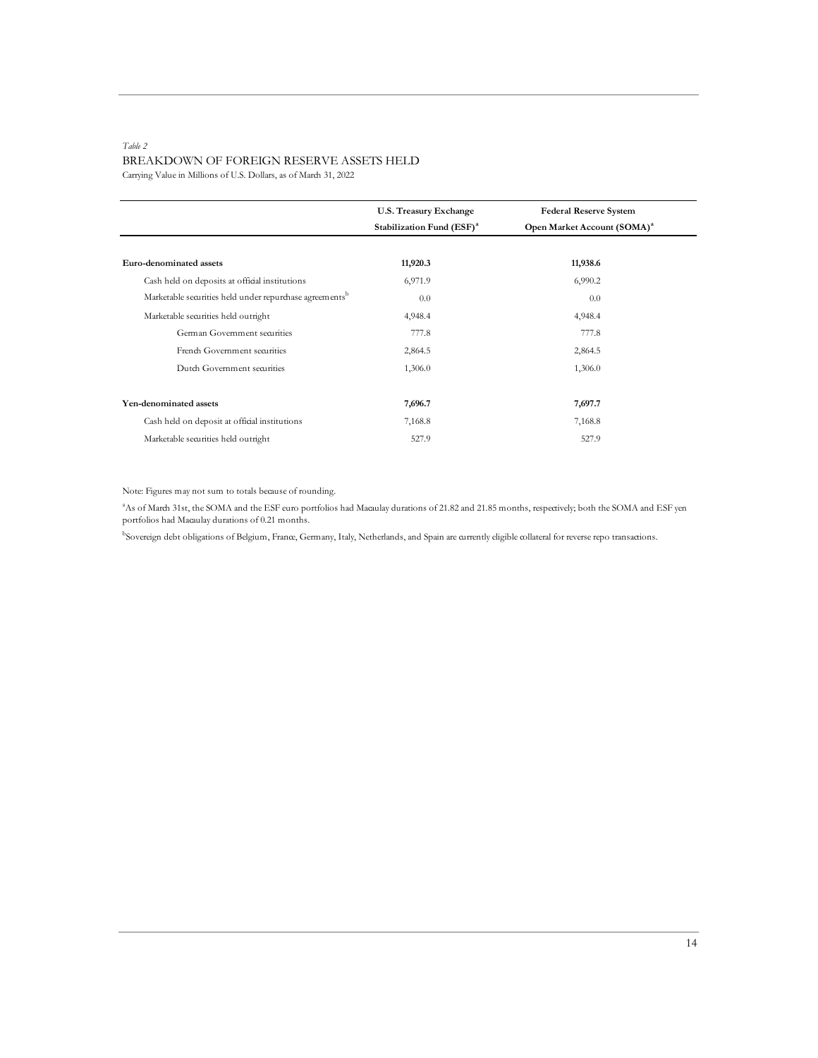*Table 2*

BREAKDOWN OF FOREIGN RESERVE ASSETS HELD

Carrying Value in Millions of U.S. Dollars, as of March 31, 2022

| | U.S. Treasury Exchange Stabilization Fund (ESF)[a] | Federal Reserve System Open Market Account (SOMA)[a] |
|---|---|---|
| **Euro-denominated assets** | **11,920.3** | **11,938.6** |
| Cash held on deposits at official institutions | 6,971.9 | 6,990.2 |
| Marketable securities held under repurchase agreements[b] | 0.0 | 0.0 |
| Marketable securities held outright | 4,948.4 | 4,948.4 |
| German Government securities | 777.8 | 777.8 |
| French Government securities | 2,864.5 | 2,864.5 |
| Dutch Government securities | 1,306.0 | 1,306.0 |
| **Yen-denominated assets** | **7,696.7** | **7,697.7** |
| Cash held on deposit at official institutions | 7,168.8 | 7,168.8 |
| Marketable securities held outright | 527.9 | 527.9 |

Note: Figures may not sum to totals because of rounding.

[a]As of March 31st, the SOMA and the ESF euro portfolios had Macaulay durations of 21.82 and 21.85 months, respectively; both the SOMA and ESF yen portfolios had Macaulay durations of 0.21 months.

[b]Sovereign debt obligations of Belgium, France, Germany, Italy, Netherlands, and Spain are currently eligible collateral for reverse repo transactions.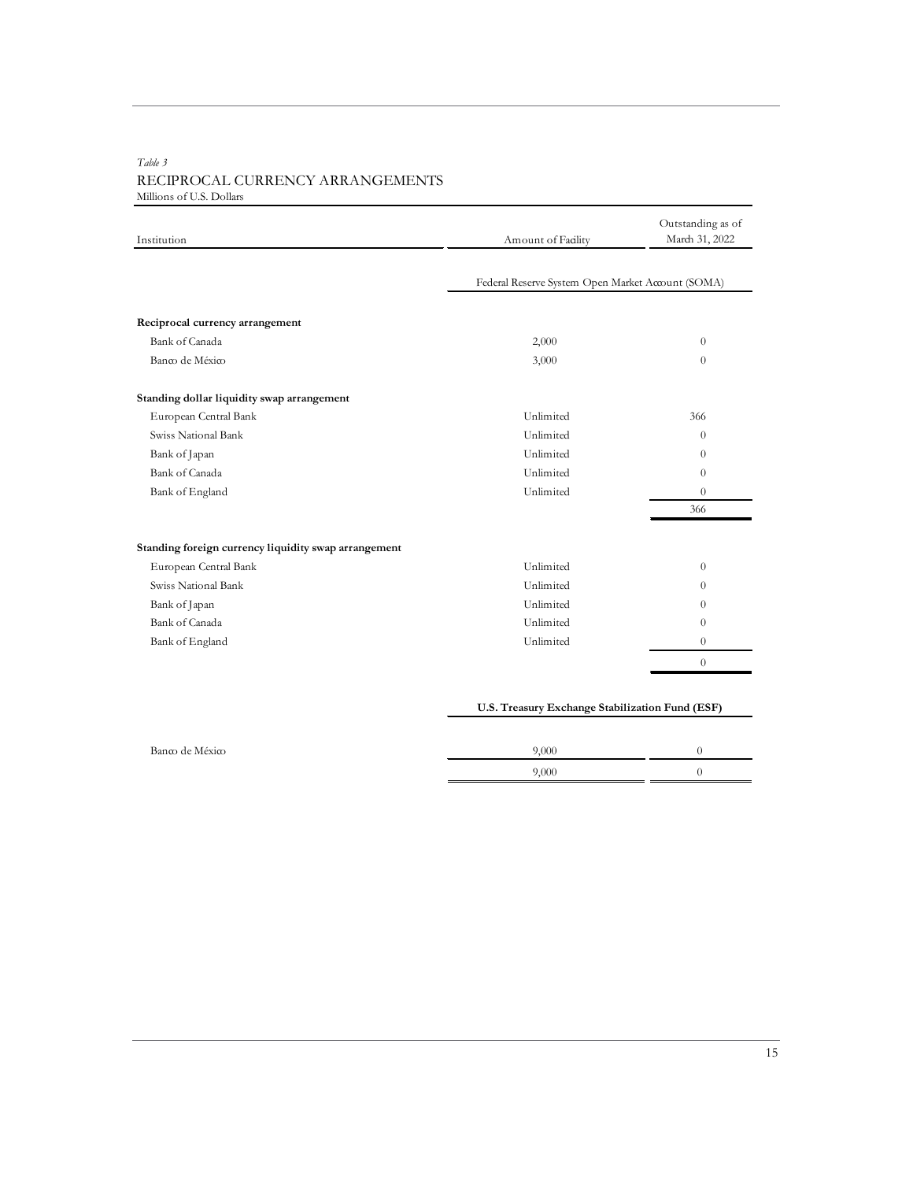*Table 3*

RECIPROCAL CURRENCY ARRANGEMENTS

Millions of U.S. Dollars

| Institution | Amount of Facility | Outstanding as of March 31, 2022 |
|---|---|---|
| | Federal Reserve System Open Market Account (SOMA) | |
| **Reciprocal currency arrangement** | | |
| Bank of Canada | 2,000 | 0 |
| Banco de México | 3,000 | 0 |
| **Standing dollar liquidity swap arrangement** | | |
| European Central Bank | Unlimited | 366 |
| Swiss National Bank | Unlimited | 0 |
| Bank of Japan | Unlimited | 0 |
| Bank of Canada | Unlimited | 0 |
| Bank of England | Unlimited | 0 |
| | | 366 |
| **Standing foreign currency liquidity swap arrangement** | | |
| European Central Bank | Unlimited | 0 |
| Swiss National Bank | Unlimited | 0 |
| Bank of Japan | Unlimited | 0 |
| Bank of Canada | Unlimited | 0 |
| Bank of England | Unlimited | 0 |
| | | 0 |
| | **U.S. Treasury Exchange Stabilization Fund (ESF)** | |
| Banco de México | 9,000 | 0 |
| | 9,000 | 0 |